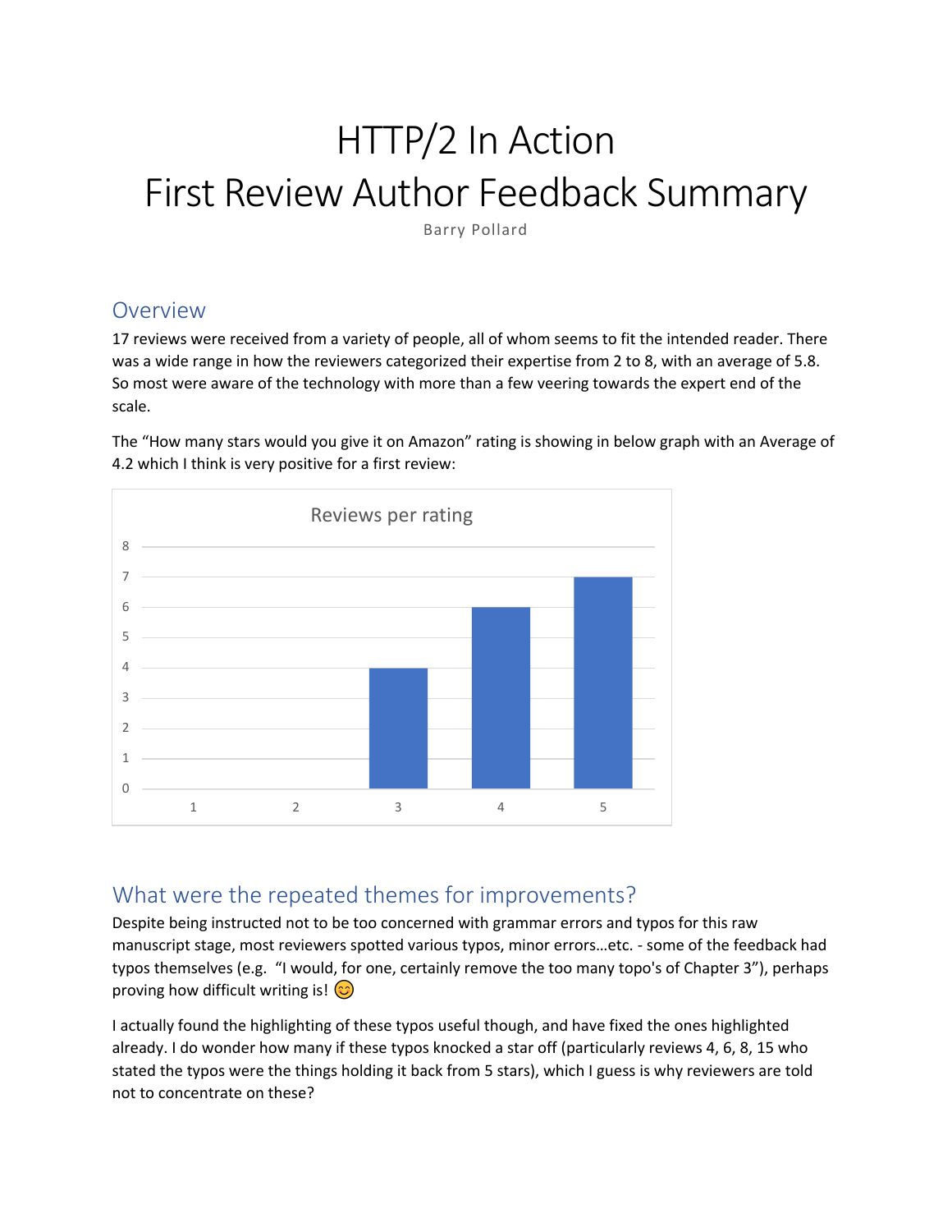# HTTP/2 In Action
# First Review Author Feedback Summary

Barry Pollard

## Overview

17 reviews were received from a variety of people, all of whom seems to fit the intended reader. There was a wide range in how the reviewers categorized their expertise from 2 to 8, with an average of 5.8. So most were aware of the technology with more than a few veering towards the expert end of the scale.

The "How many stars would you give it on Amazon" rating is showing in below graph with an Average of 4.2 which I think is very positive for a first review:

**Reviews per rating**

| Rating | Reviews |
| --- | --- |
| 1 | 0 |
| 2 | 0 |
| 3 | 4 |
| 4 | 6 |
| 5 | 7 |

## What were the repeated themes for improvements?

Despite being instructed not to be too concerned with grammar errors and typos for this raw manuscript stage, most reviewers spotted various typos, minor errors…etc. - some of the feedback had typos themselves (e.g. "I would, for one, certainly remove the too many topo's of Chapter 3"), perhaps proving how difficult writing is! 😊

I actually found the highlighting of these typos useful though, and have fixed the ones highlighted already. I do wonder how many if these typos knocked a star off (particularly reviews 4, 6, 8, 15 who stated the typos were the things holding it back from 5 stars), which I guess is why reviewers are told not to concentrate on these?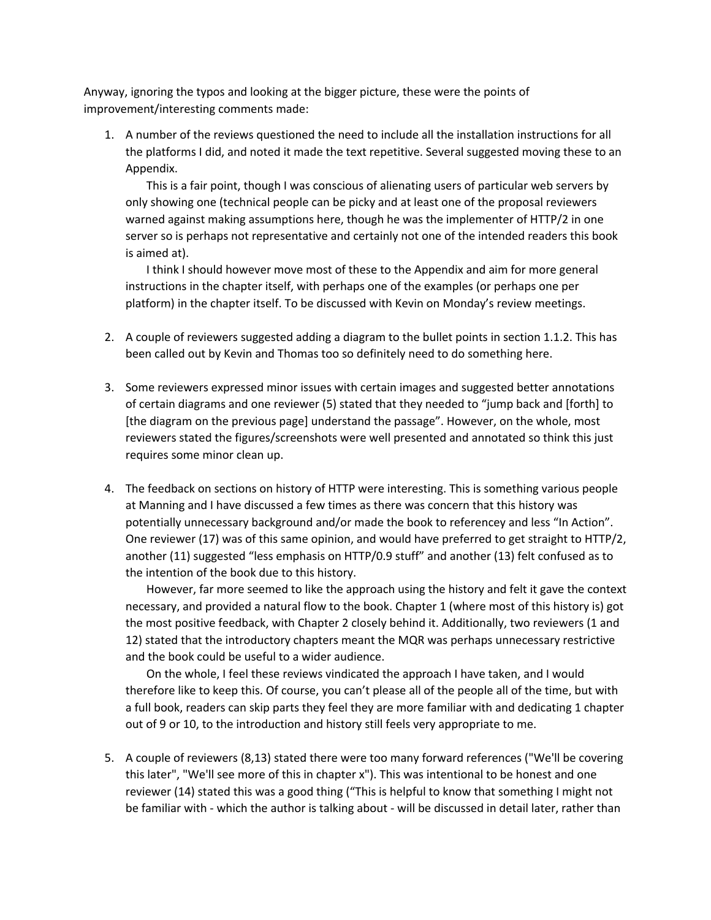Anyway, ignoring the typos and looking at the bigger picture, these were the points of improvement/interesting comments made:

1. A number of the reviews questioned the need to include all the installation instructions for all the platforms I did, and noted it made the text repetitive. Several suggested moving these to an Appendix.

   This is a fair point, though I was conscious of alienating users of particular web servers by only showing one (technical people can be picky and at least one of the proposal reviewers warned against making assumptions here, though he was the implementer of HTTP/2 in one server so is perhaps not representative and certainly not one of the intended readers this book is aimed at).

   I think I should however move most of these to the Appendix and aim for more general instructions in the chapter itself, with perhaps one of the examples (or perhaps one per platform) in the chapter itself. To be discussed with Kevin on Monday's review meetings.

2. A couple of reviewers suggested adding a diagram to the bullet points in section 1.1.2. This has been called out by Kevin and Thomas too so definitely need to do something here.

3. Some reviewers expressed minor issues with certain images and suggested better annotations of certain diagrams and one reviewer (5) stated that they needed to "jump back and [forth] to [the diagram on the previous page] understand the passage". However, on the whole, most reviewers stated the figures/screenshots were well presented and annotated so think this just requires some minor clean up.

4. The feedback on sections on history of HTTP were interesting. This is something various people at Manning and I have discussed a few times as there was concern that this history was potentially unnecessary background and/or made the book to referencey and less "In Action". One reviewer (17) was of this same opinion, and would have preferred to get straight to HTTP/2, another (11) suggested "less emphasis on HTTP/0.9 stuff" and another (13) felt confused as to the intention of the book due to this history.

   However, far more seemed to like the approach using the history and felt it gave the context necessary, and provided a natural flow to the book. Chapter 1 (where most of this history is) got the most positive feedback, with Chapter 2 closely behind it. Additionally, two reviewers (1 and 12) stated that the introductory chapters meant the MQR was perhaps unnecessary restrictive and the book could be useful to a wider audience.

   On the whole, I feel these reviews vindicated the approach I have taken, and I would therefore like to keep this. Of course, you can't please all of the people all of the time, but with a full book, readers can skip parts they feel they are more familiar with and dedicating 1 chapter out of 9 or 10, to the introduction and history still feels very appropriate to me.

5. A couple of reviewers (8,13) stated there were too many forward references ("We'll be covering this later", "We'll see more of this in chapter x"). This was intentional to be honest and one reviewer (14) stated this was a good thing ("This is helpful to know that something I might not be familiar with - which the author is talking about - will be discussed in detail later, rather than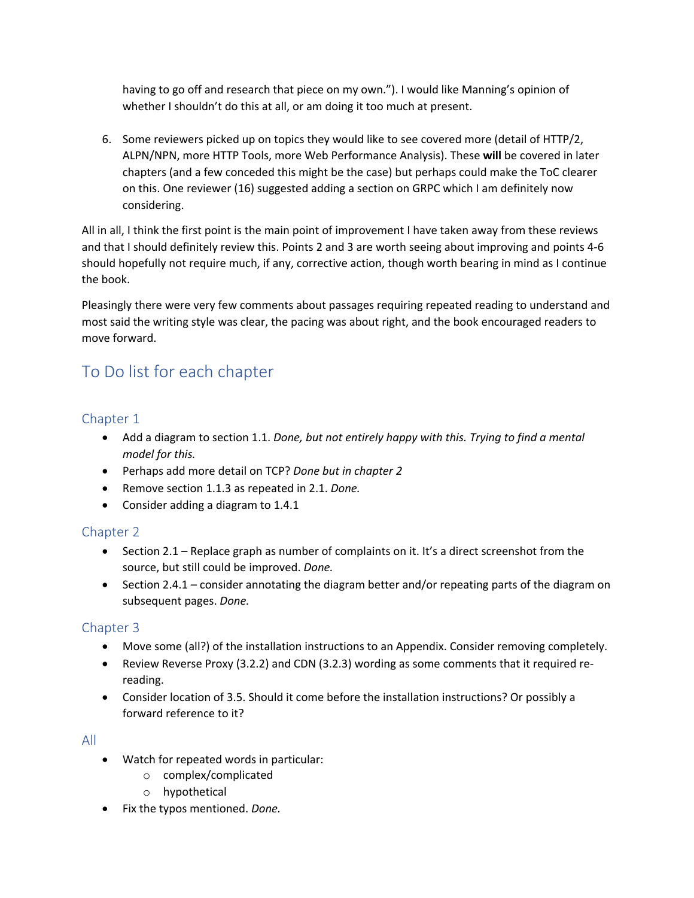having to go off and research that piece on my own."). I would like Manning's opinion of whether I shouldn't do this at all, or am doing it too much at present.

6. Some reviewers picked up on topics they would like to see covered more (detail of HTTP/2, ALPN/NPN, more HTTP Tools, more Web Performance Analysis). These **will** be covered in later chapters (and a few conceded this might be the case) but perhaps could make the ToC clearer on this. One reviewer (16) suggested adding a section on GRPC which I am definitely now considering.

All in all, I think the first point is the main point of improvement I have taken away from these reviews and that I should definitely review this. Points 2 and 3 are worth seeing about improving and points 4-6 should hopefully not require much, if any, corrective action, though worth bearing in mind as I continue the book.

Pleasingly there were very few comments about passages requiring repeated reading to understand and most said the writing style was clear, the pacing was about right, and the book encouraged readers to move forward.

## To Do list for each chapter

### Chapter 1

- Add a diagram to section 1.1. *Done, but not entirely happy with this. Trying to find a mental model for this.*
- Perhaps add more detail on TCP? *Done but in chapter 2*
- Remove section 1.1.3 as repeated in 2.1. *Done.*
- Consider adding a diagram to 1.4.1

### Chapter 2

- Section 2.1 – Replace graph as number of complaints on it. It's a direct screenshot from the source, but still could be improved. *Done.*
- Section 2.4.1 – consider annotating the diagram better and/or repeating parts of the diagram on subsequent pages. *Done.*

### Chapter 3

- Move some (all?) of the installation instructions to an Appendix. Consider removing completely.
- Review Reverse Proxy (3.2.2) and CDN (3.2.3) wording as some comments that it required re-reading.
- Consider location of 3.5. Should it come before the installation instructions? Or possibly a forward reference to it?

### All

- Watch for repeated words in particular:
  - complex/complicated
  - hypothetical
- Fix the typos mentioned. *Done.*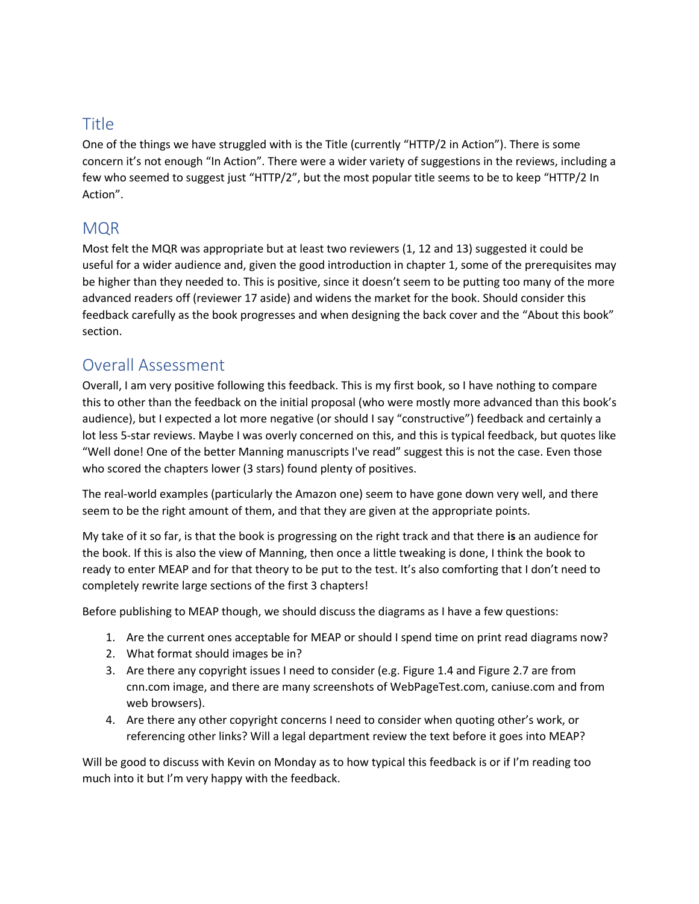## Title

One of the things we have struggled with is the Title (currently "HTTP/2 in Action"). There is some concern it's not enough "In Action". There were a wider variety of suggestions in the reviews, including a few who seemed to suggest just "HTTP/2", but the most popular title seems to be to keep "HTTP/2 In Action".

## MQR

Most felt the MQR was appropriate but at least two reviewers (1, 12 and 13) suggested it could be useful for a wider audience and, given the good introduction in chapter 1, some of the prerequisites may be higher than they needed to. This is positive, since it doesn't seem to be putting too many of the more advanced readers off (reviewer 17 aside) and widens the market for the book. Should consider this feedback carefully as the book progresses and when designing the back cover and the "About this book" section.

## Overall Assessment

Overall, I am very positive following this feedback. This is my first book, so I have nothing to compare this to other than the feedback on the initial proposal (who were mostly more advanced than this book's audience), but I expected a lot more negative (or should I say "constructive") feedback and certainly a lot less 5-star reviews. Maybe I was overly concerned on this, and this is typical feedback, but quotes like "Well done! One of the better Manning manuscripts I've read" suggest this is not the case. Even those who scored the chapters lower (3 stars) found plenty of positives.

The real-world examples (particularly the Amazon one) seem to have gone down very well, and there seem to be the right amount of them, and that they are given at the appropriate points.

My take of it so far, is that the book is progressing on the right track and that there **is** an audience for the book. If this is also the view of Manning, then once a little tweaking is done, I think the book to ready to enter MEAP and for that theory to be put to the test. It's also comforting that I don't need to completely rewrite large sections of the first 3 chapters!

Before publishing to MEAP though, we should discuss the diagrams as I have a few questions:

1. Are the current ones acceptable for MEAP or should I spend time on print read diagrams now?
2. What format should images be in?
3. Are there any copyright issues I need to consider (e.g. Figure 1.4 and Figure 2.7 are from cnn.com image, and there are many screenshots of WebPageTest.com, caniuse.com and from web browsers).
4. Are there any other copyright concerns I need to consider when quoting other's work, or referencing other links? Will a legal department review the text before it goes into MEAP?

Will be good to discuss with Kevin on Monday as to how typical this feedback is or if I'm reading too much into it but I'm very happy with the feedback.